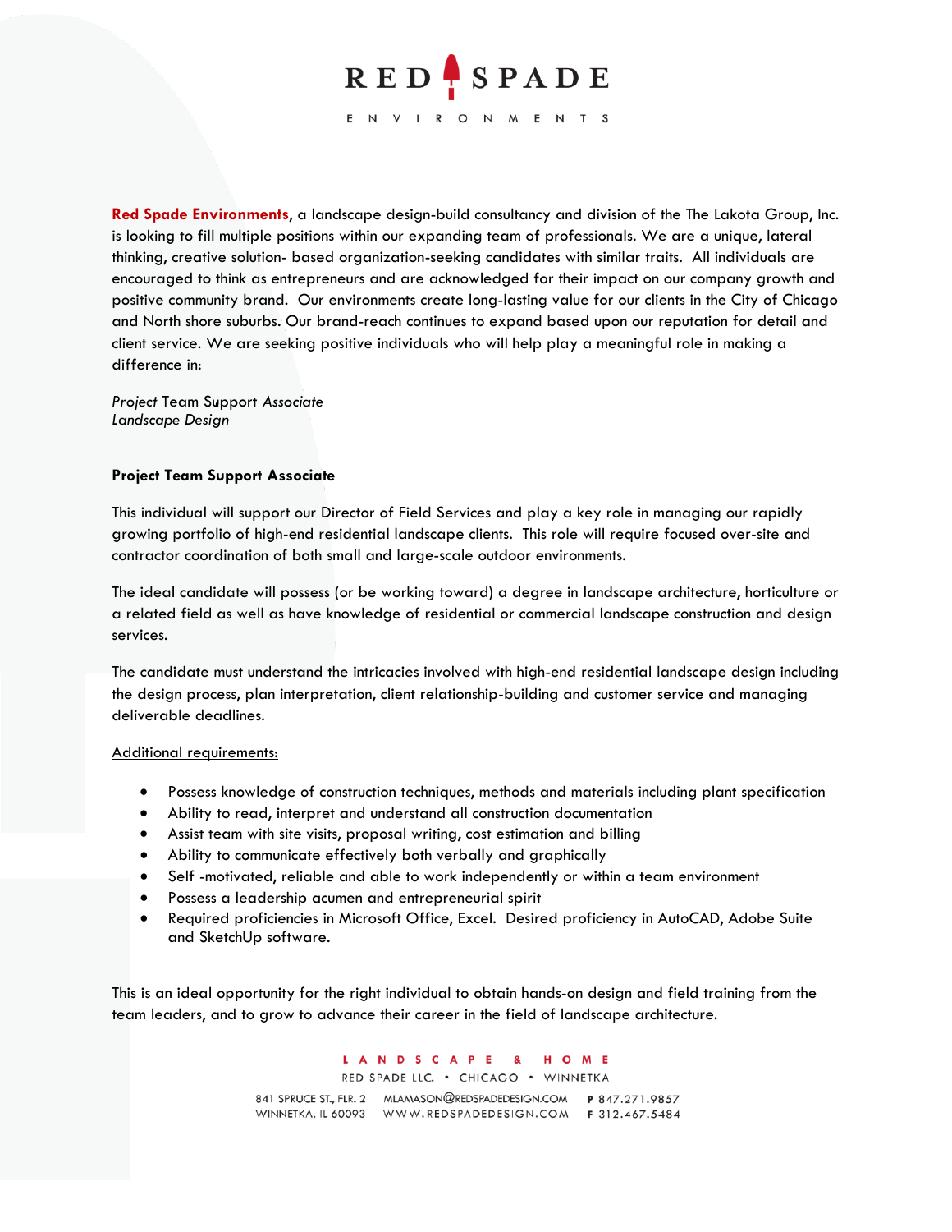# RED SPADE

E N V I R O N M E N T S

**Red Spade Environments**, a landscape design-build consultancy and division of the The Lakota Group, Inc. is looking to fill multiple positions within our expanding team of professionals. We are a unique, lateral thinking, creative solution- based organization-seeking candidates with similar traits. All individuals are encouraged to think as entrepreneurs and are acknowledged for their impact on our company growth and positive community brand. Our environments create long-lasting value for our clients in the City of Chicago and North shore suburbs. Our brand-reach continues to expand based upon our reputation for detail and client service. We are seeking positive individuals who will help play a meaningful role in making a difference in:

*Project Team Support Associate*
*Landscape Design*

**Project Team Support Associate**

This individual will support our Director of Field Services and play a key role in managing our rapidly growing portfolio of high-end residential landscape clients. This role will require focused over-site and contractor coordination of both small and large-scale outdoor environments.

The ideal candidate will possess (or be working toward) a degree in landscape architecture, horticulture or a related field as well as have knowledge of residential or commercial landscape construction and design services.

The candidate must understand the intricacies involved with high-end residential landscape design including the design process, plan interpretation, client relationship-building and customer service and managing deliverable deadlines.

Additional requirements:

- Possess knowledge of construction techniques, methods and materials including plant specification
- Ability to read, interpret and understand all construction documentation
- Assist team with site visits, proposal writing, cost estimation and billing
- Ability to communicate effectively both verbally and graphically
- Self -motivated, reliable and able to work independently or within a team environment
- Possess a leadership acumen and entrepreneurial spirit
- Required proficiencies in Microsoft Office, Excel. Desired proficiency in AutoCAD, Adobe Suite and SketchUp software.

This is an ideal opportunity for the right individual to obtain hands-on design and field training from the team leaders, and to grow to advance their career in the field of landscape architecture.

L A N D S C A P E & H O M E
RED SPADE LLC. • CHICAGO • WINNETKA
841 SPRUCE ST., FLR. 2 MLAMASON@REDSPADEDESIGN.COM P 847.271.9857
WINNETKA, IL 60093 WWW.REDSPADEDESIGN.COM F 312.467.5484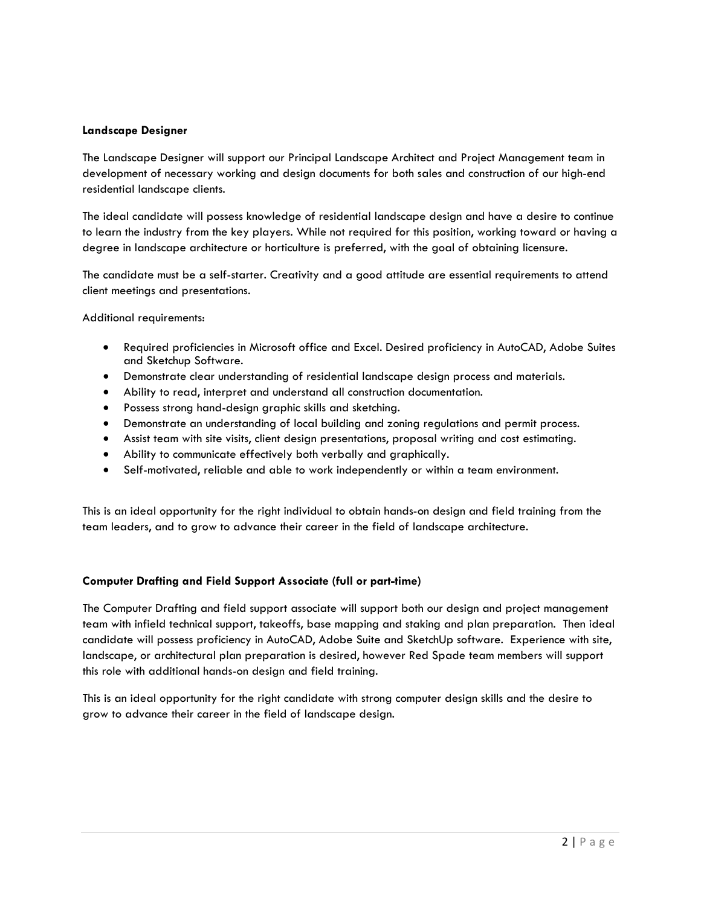**Landscape Designer**

The Landscape Designer will support our Principal Landscape Architect and Project Management team in development of necessary working and design documents for both sales and construction of our high-end residential landscape clients.

The ideal candidate will possess knowledge of residential landscape design and have a desire to continue to learn the industry from the key players. While not required for this position, working toward or having a degree in landscape architecture or horticulture is preferred, with the goal of obtaining licensure.

The candidate must be a self-starter. Creativity and a good attitude are essential requirements to attend client meetings and presentations.

Additional requirements:

- Required proficiencies in Microsoft office and Excel. Desired proficiency in AutoCAD, Adobe Suites and Sketchup Software.
- Demonstrate clear understanding of residential landscape design process and materials.
- Ability to read, interpret and understand all construction documentation.
- Possess strong hand-design graphic skills and sketching.
- Demonstrate an understanding of local building and zoning regulations and permit process.
- Assist team with site visits, client design presentations, proposal writing and cost estimating.
- Ability to communicate effectively both verbally and graphically.
- Self-motivated, reliable and able to work independently or within a team environment.

This is an ideal opportunity for the right individual to obtain hands-on design and field training from the team leaders, and to grow to advance their career in the field of landscape architecture.

**Computer Drafting and Field Support Associate (full or part-time)**

The Computer Drafting and field support associate will support both our design and project management team with infield technical support, takeoffs, base mapping and staking and plan preparation. Then ideal candidate will possess proficiency in AutoCAD, Adobe Suite and SketchUp software. Experience with site, landscape, or architectural plan preparation is desired, however Red Spade team members will support this role with additional hands-on design and field training.

This is an ideal opportunity for the right candidate with strong computer design skills and the desire to grow to advance their career in the field of landscape design.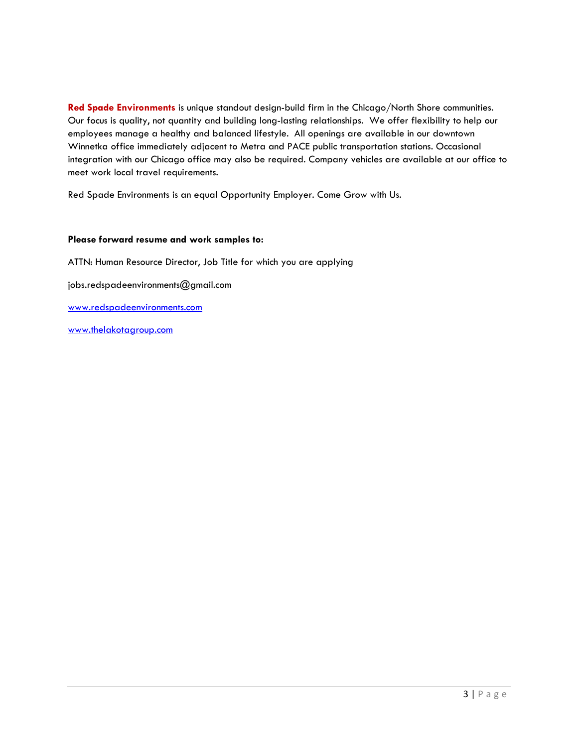**Red Spade Environments** is unique standout design-build firm in the Chicago/North Shore communities. Our focus is quality, not quantity and building long-lasting relationships. We offer flexibility to help our employees manage a healthy and balanced lifestyle. All openings are available in our downtown Winnetka office immediately adjacent to Metra and PACE public transportation stations. Occasional integration with our Chicago office may also be required. Company vehicles are available at our office to meet work local travel requirements.

Red Spade Environments is an equal Opportunity Employer. Come Grow with Us.

**Please forward resume and work samples to:**

ATTN: Human Resource Director, Job Title for which you are applying

jobs.redspadeenvironments@gmail.com

www.redspadeenvironments.com

www.thelakotagroup.com